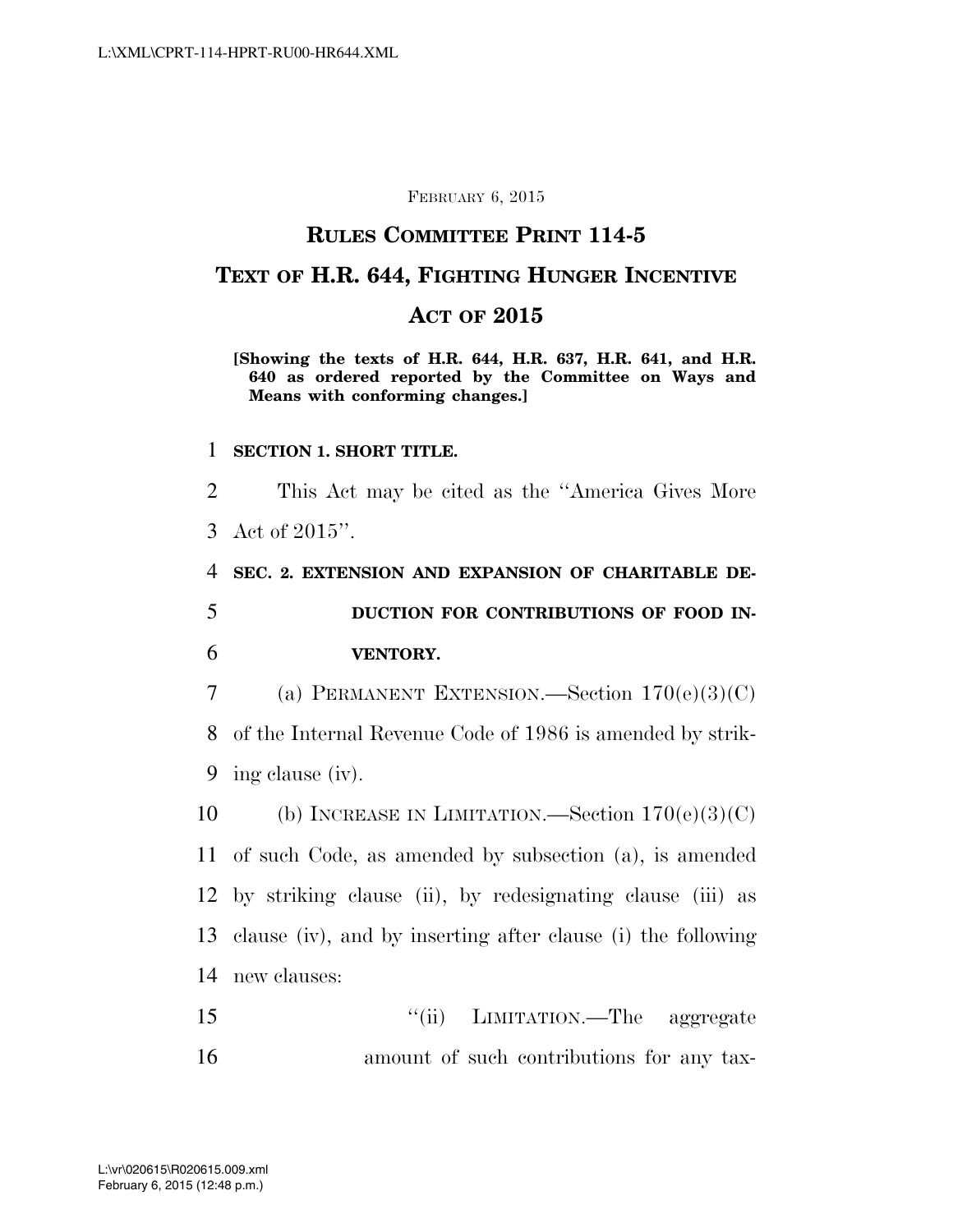FEBRUARY 6, 2015

# RULES COMMITTEE PRINT 114-5

# TEXT OF H.R. 644, FIGHTING HUNGER INCENTIVE ACT OF 2015

**[Showing the texts of H.R. 644, H.R. 637, H.R. 641, and H.R. 640 as ordered reported by the Committee on Ways and Means with conforming changes.]**

**SECTION 1. SHORT TITLE.**

This Act may be cited as the ''America Gives More Act of 2015''.

**SEC. 2. EXTENSION AND EXPANSION OF CHARITABLE DEDUCTION FOR CONTRIBUTIONS OF FOOD INVENTORY.**

(a) PERMANENT EXTENSION.—Section 170(e)(3)(C) of the Internal Revenue Code of 1986 is amended by striking clause (iv).

(b) INCREASE IN LIMITATION.—Section 170(e)(3)(C) of such Code, as amended by subsection (a), is amended by striking clause (ii), by redesignating clause (iii) as clause (iv), and by inserting after clause (i) the following new clauses:

''(ii) LIMITATION.—The aggregate amount of such contributions for any tax-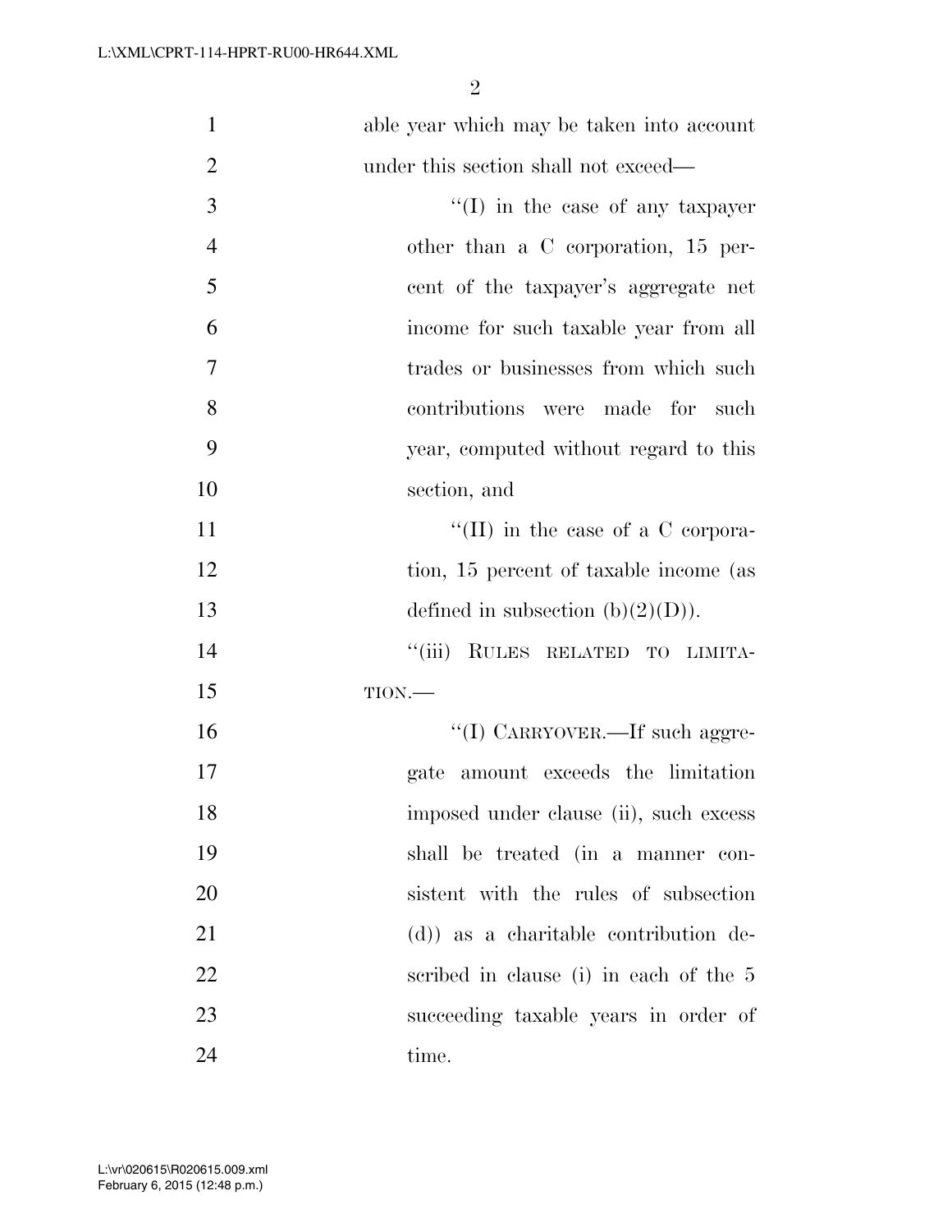able year which may be taken into account under this section shall not exceed—

"(I) in the case of any taxpayer other than a C corporation, 15 percent of the taxpayer's aggregate net income for such taxable year from all trades or businesses from which such contributions were made for such year, computed without regard to this section, and

"(II) in the case of a C corporation, 15 percent of taxable income (as defined in subsection (b)(2)(D)).

"(iii) RULES RELATED TO LIMITATION.—

"(I) CARRYOVER.—If such aggregate amount exceeds the limitation imposed under clause (ii), such excess shall be treated (in a manner consistent with the rules of subsection (d)) as a charitable contribution described in clause (i) in each of the 5 succeeding taxable years in order of time.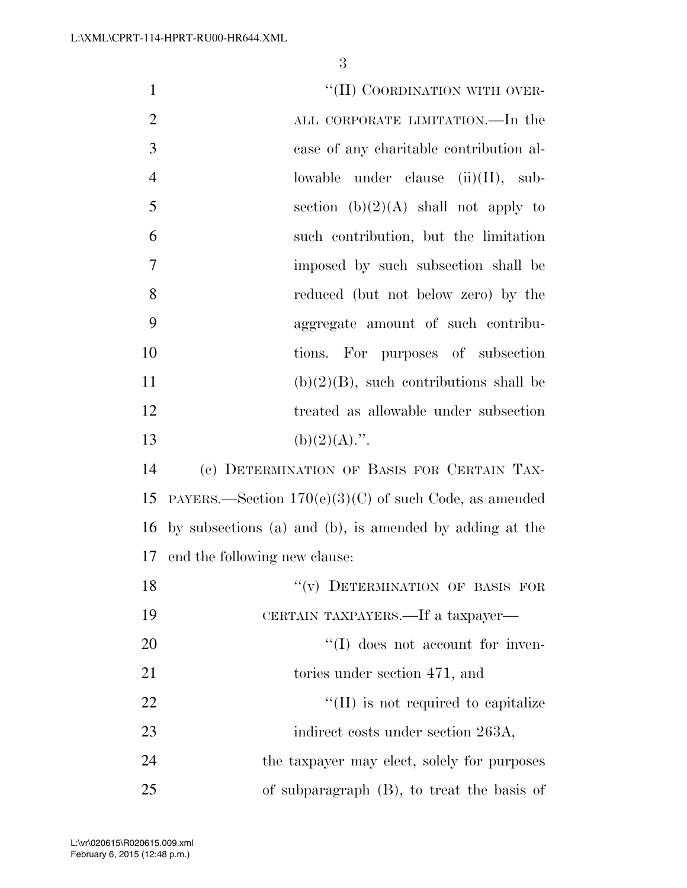"(II) COORDINATION WITH OVERALL CORPORATE LIMITATION.—In the case of any charitable contribution allowable under clause (ii)(II), subsection (b)(2)(A) shall not apply to such contribution, but the limitation imposed by such subsection shall be reduced (but not below zero) by the aggregate amount of such contributions. For purposes of subsection (b)(2)(B), such contributions shall be treated as allowable under subsection (b)(2)(A).".

(c) DETERMINATION OF BASIS FOR CERTAIN TAXPAYERS.—Section 170(e)(3)(C) of such Code, as amended by subsections (a) and (b), is amended by adding at the end the following new clause:

"(v) DETERMINATION OF BASIS FOR CERTAIN TAXPAYERS.—If a taxpayer—

"(I) does not account for inventories under section 471, and

"(II) is not required to capitalize indirect costs under section 263A,

the taxpayer may elect, solely for purposes of subparagraph (B), to treat the basis of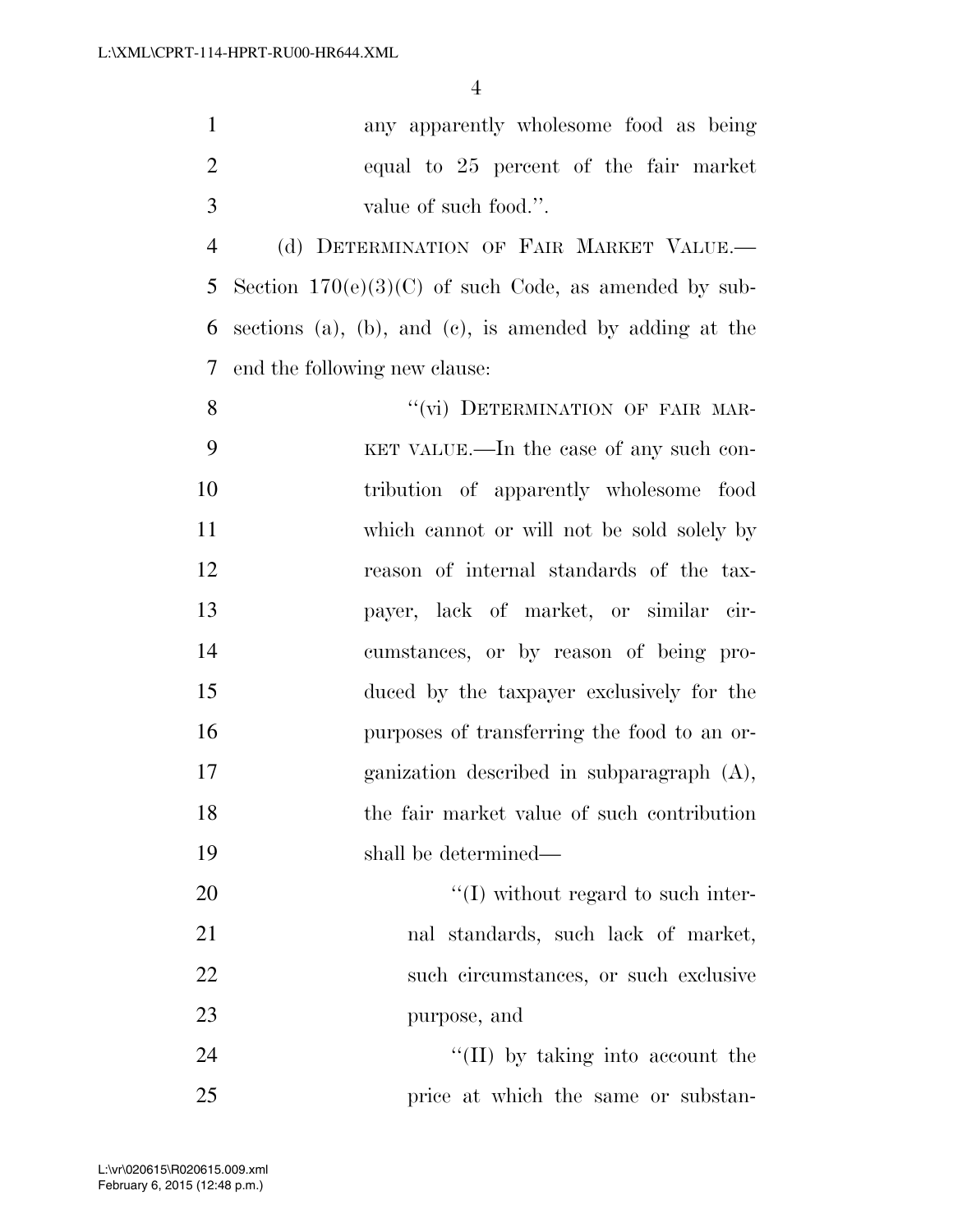any apparently wholesome food as being equal to 25 percent of the fair market value of such food.''.

(d) DETERMINATION OF FAIR MARKET VALUE.—Section 170(e)(3)(C) of such Code, as amended by subsections (a), (b), and (c), is amended by adding at the end the following new clause:

> ''(vi) DETERMINATION OF FAIR MARKET VALUE.—In the case of any such contribution of apparently wholesome food which cannot or will not be sold solely by reason of internal standards of the taxpayer, lack of market, or similar circumstances, or by reason of being produced by the taxpayer exclusively for the purposes of transferring the food to an organization described in subparagraph (A), the fair market value of such contribution shall be determined—
>
> > ''(I) without regard to such internal standards, such lack of market, such circumstances, or such exclusive purpose, and
> >
> > ''(II) by taking into account the price at which the same or substan-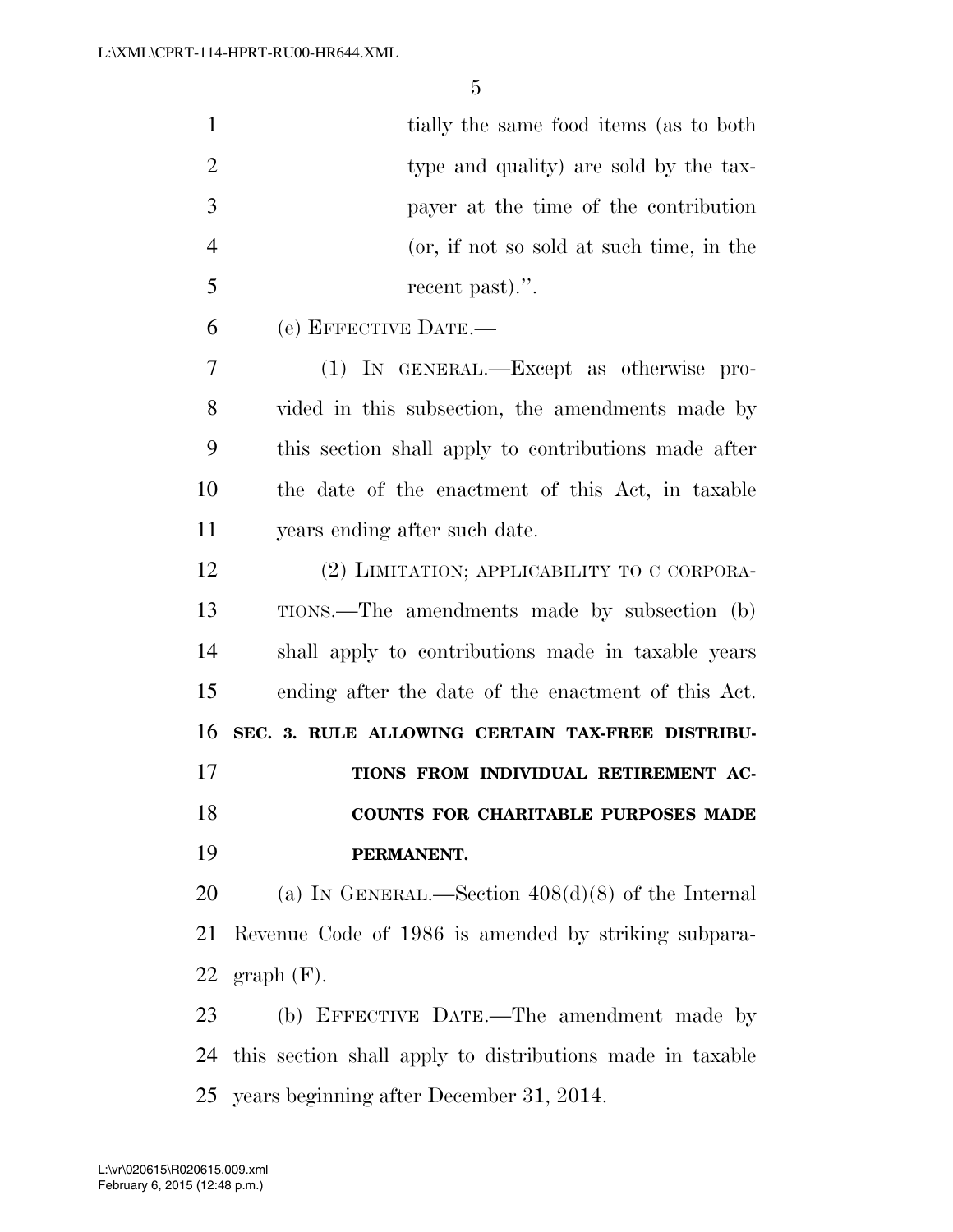tially the same food items (as to both type and quality) are sold by the taxpayer at the time of the contribution (or, if not so sold at such time, in the recent past).''.

(e) EFFECTIVE DATE.—

(1) IN GENERAL.—Except as otherwise provided in this subsection, the amendments made by this section shall apply to contributions made after the date of the enactment of this Act, in taxable years ending after such date.

(2) LIMITATION; APPLICABILITY TO C CORPORATIONS.—The amendments made by subsection (b) shall apply to contributions made in taxable years ending after the date of the enactment of this Act.

**SEC. 3. RULE ALLOWING CERTAIN TAX-FREE DISTRIBUTIONS FROM INDIVIDUAL RETIREMENT ACCOUNTS FOR CHARITABLE PURPOSES MADE PERMANENT.**

(a) IN GENERAL.—Section 408(d)(8) of the Internal Revenue Code of 1986 is amended by striking subparagraph (F).

(b) EFFECTIVE DATE.—The amendment made by this section shall apply to distributions made in taxable years beginning after December 31, 2014.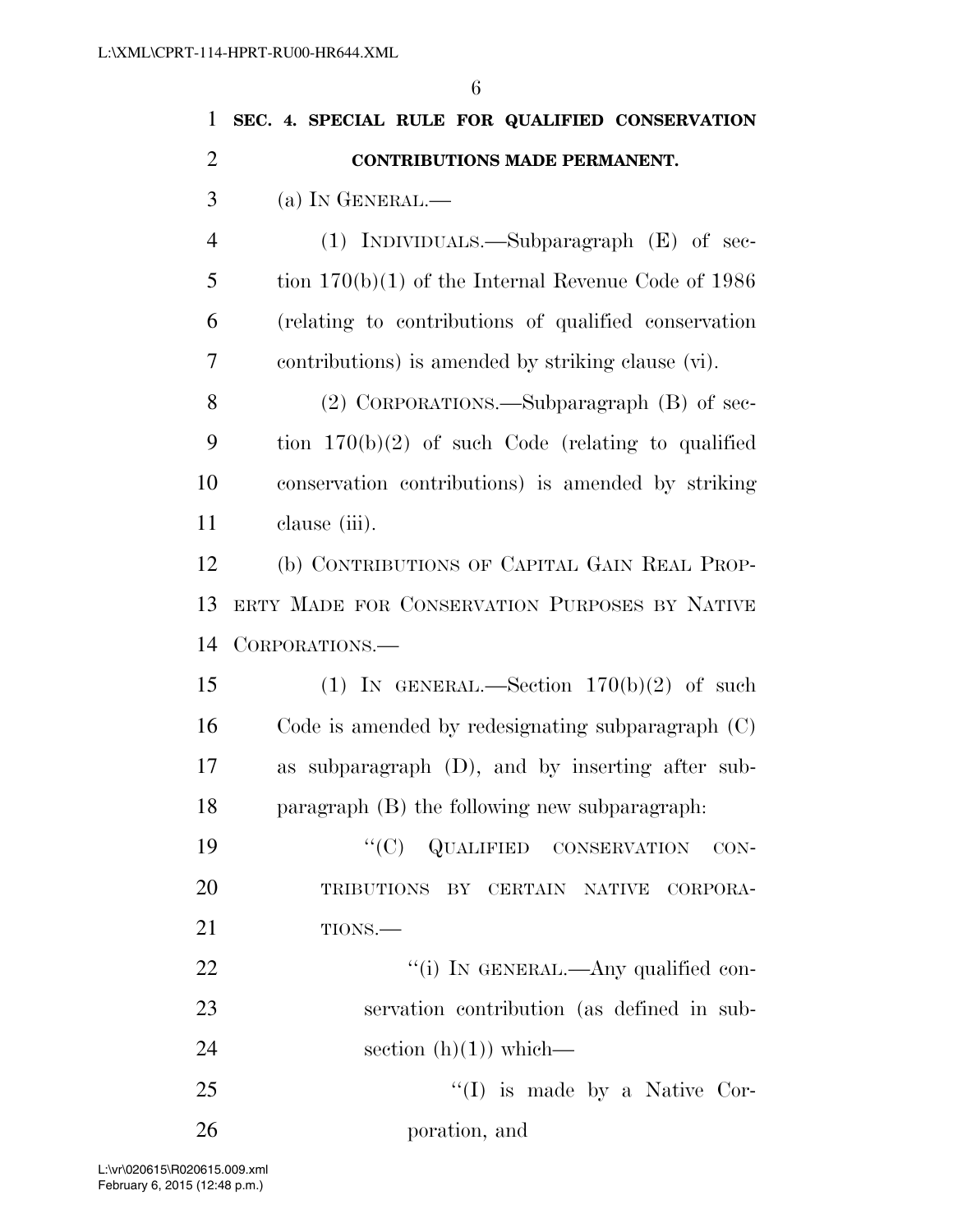**SEC. 4. SPECIAL RULE FOR QUALIFIED CONSERVATION CONTRIBUTIONS MADE PERMANENT.**

(a) IN GENERAL.—

(1) INDIVIDUALS.—Subparagraph (E) of section 170(b)(1) of the Internal Revenue Code of 1986 (relating to contributions of qualified conservation contributions) is amended by striking clause (vi).

(2) CORPORATIONS.—Subparagraph (B) of section 170(b)(2) of such Code (relating to qualified conservation contributions) is amended by striking clause (iii).

(b) CONTRIBUTIONS OF CAPITAL GAIN REAL PROPERTY MADE FOR CONSERVATION PURPOSES BY NATIVE CORPORATIONS.—

(1) IN GENERAL.—Section 170(b)(2) of such Code is amended by redesignating subparagraph (C) as subparagraph (D), and by inserting after subparagraph (B) the following new subparagraph:

"(C) QUALIFIED CONSERVATION CONTRIBUTIONS BY CERTAIN NATIVE CORPORATIONS.—

"(i) IN GENERAL.—Any qualified conservation contribution (as defined in subsection (h)(1)) which—

"(I) is made by a Native Corporation, and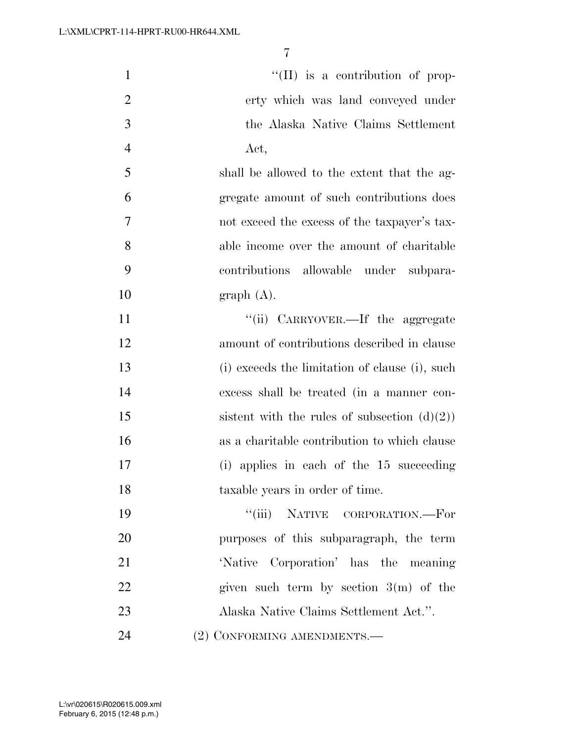''(II) is a contribution of property which was land conveyed under the Alaska Native Claims Settlement Act,

shall be allowed to the extent that the aggregate amount of such contributions does not exceed the excess of the taxpayer's taxable income over the amount of charitable contributions allowable under subparagraph (A).

''(ii) CARRYOVER.—If the aggregate amount of contributions described in clause (i) exceeds the limitation of clause (i), such excess shall be treated (in a manner consistent with the rules of subsection (d)(2)) as a charitable contribution to which clause (i) applies in each of the 15 succeeding taxable years in order of time.

''(iii) NATIVE CORPORATION.—For purposes of this subparagraph, the term 'Native Corporation' has the meaning given such term by section 3(m) of the Alaska Native Claims Settlement Act.''.

(2) CONFORMING AMENDMENTS.—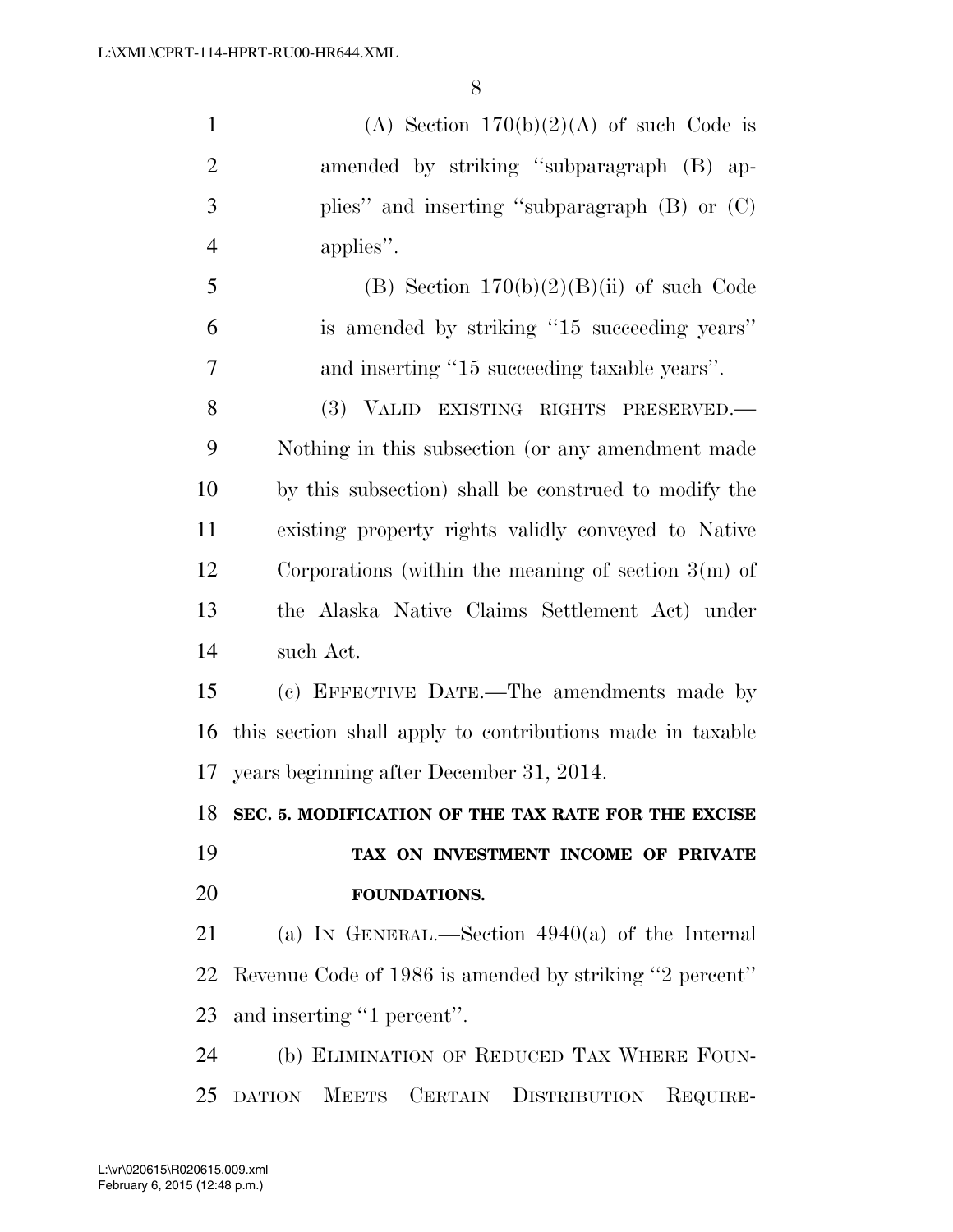(A) Section 170(b)(2)(A) of such Code is amended by striking ''subparagraph (B) applies'' and inserting ''subparagraph (B) or (C) applies''.

(B) Section 170(b)(2)(B)(ii) of such Code is amended by striking ''15 succeeding years'' and inserting ''15 succeeding taxable years''.

(3) VALID EXISTING RIGHTS PRESERVED.—Nothing in this subsection (or any amendment made by this subsection) shall be construed to modify the existing property rights validly conveyed to Native Corporations (within the meaning of section 3(m) of the Alaska Native Claims Settlement Act) under such Act.

(c) EFFECTIVE DATE.—The amendments made by this section shall apply to contributions made in taxable years beginning after December 31, 2014.

**SEC. 5. MODIFICATION OF THE TAX RATE FOR THE EXCISE TAX ON INVESTMENT INCOME OF PRIVATE FOUNDATIONS.**

(a) IN GENERAL.—Section 4940(a) of the Internal Revenue Code of 1986 is amended by striking ''2 percent'' and inserting ''1 percent''.

(b) ELIMINATION OF REDUCED TAX WHERE FOUNDATION MEETS CERTAIN DISTRIBUTION REQUIRE-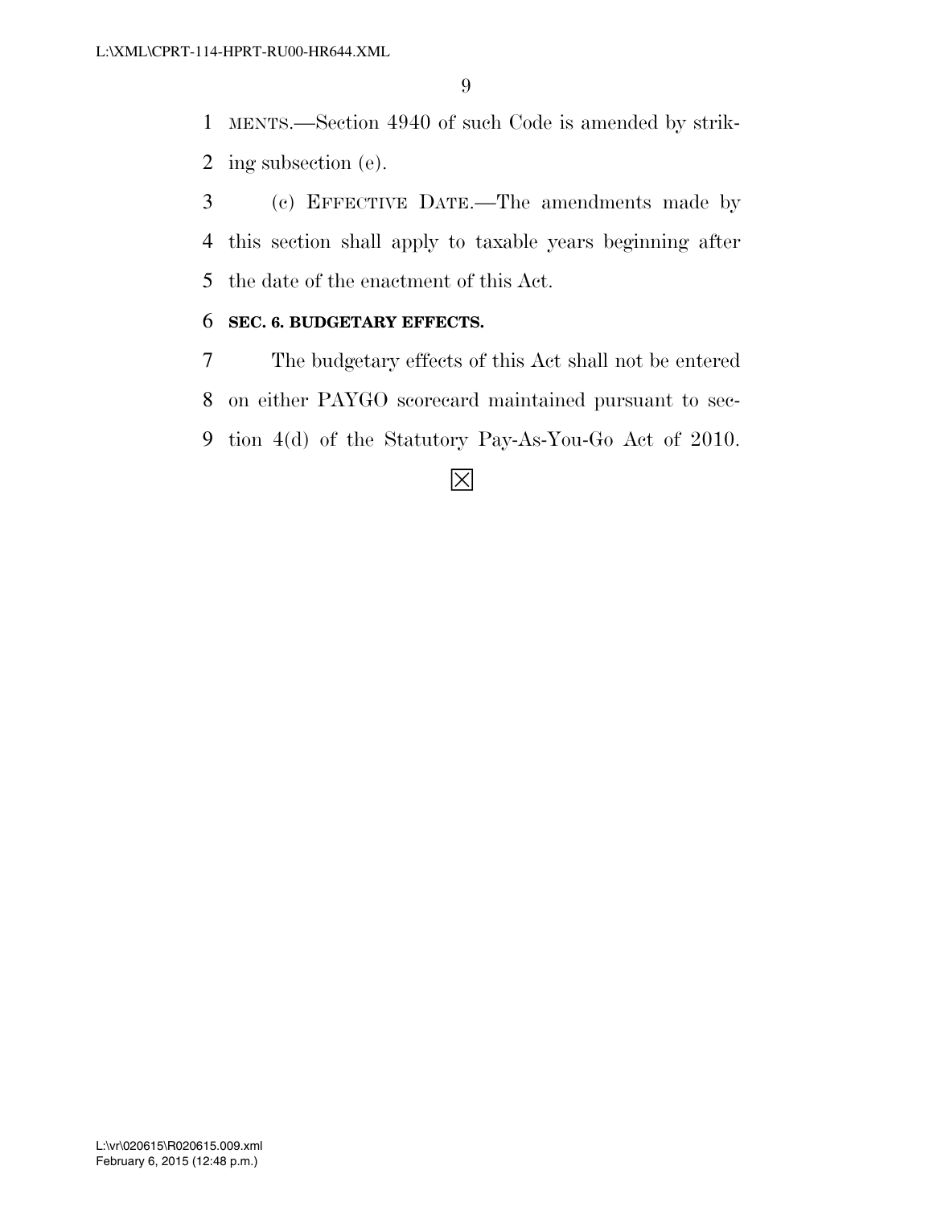MENTS.—Section 4940 of such Code is amended by striking subsection (e).

(c) EFFECTIVE DATE.—The amendments made by this section shall apply to taxable years beginning after the date of the enactment of this Act.

**SEC. 6. BUDGETARY EFFECTS.**

The budgetary effects of this Act shall not be entered on either PAYGO scorecard maintained pursuant to section 4(d) of the Statutory Pay-As-You-Go Act of 2010.

☒